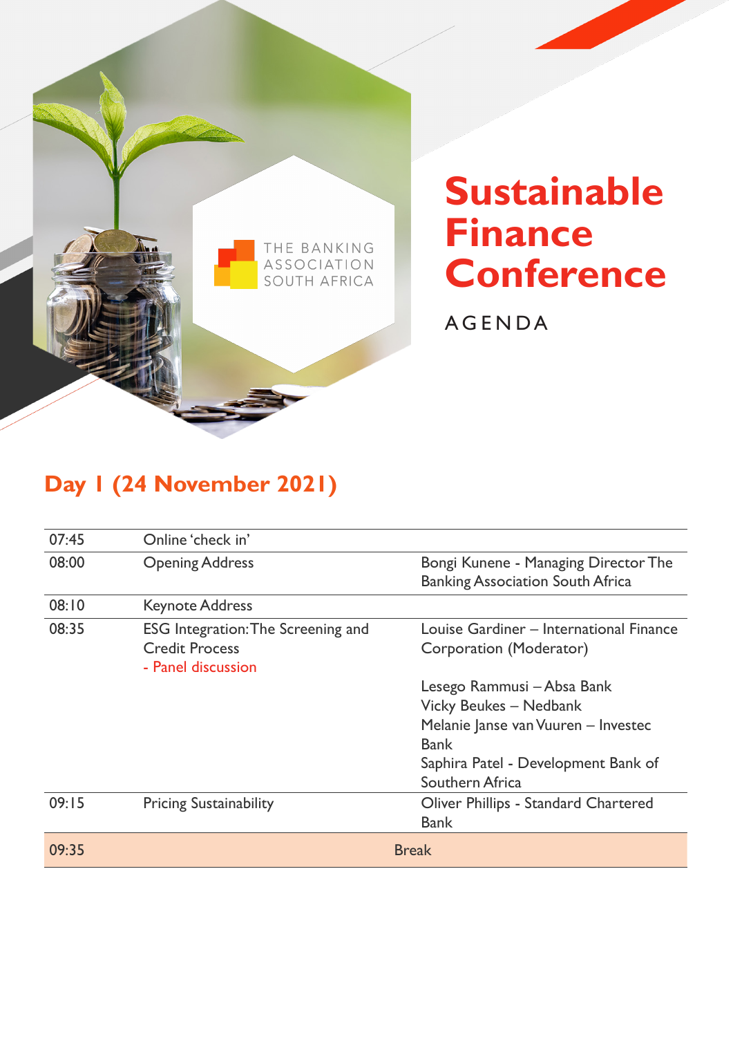THE BANKING ASSOCIATION SOUTH AFRICA

# Sustainable Finance Conference

AGENDA

## Day 1 (24 November 2021)

| Time | Session | Speaker |
|---|---|---|
| 07:45 | Online 'check in' | |
| 08:00 | Opening Address | Bongi Kunene - Managing Director The Banking Association South Africa |
| 08:10 | Keynote Address | |
| 08:35 | ESG Integration: The Screening and Credit Process<br>- Panel discussion | Louise Gardiner – International Finance Corporation (Moderator)<br><br>Lesego Rammusi – Absa Bank<br>Vicky Beukes – Nedbank<br>Melanie Janse van Vuuren – Investec Bank<br>Saphira Patel - Development Bank of Southern Africa |
| 09:15 | Pricing Sustainability | Oliver Phillips - Standard Chartered Bank |
| 09:35 | Break | |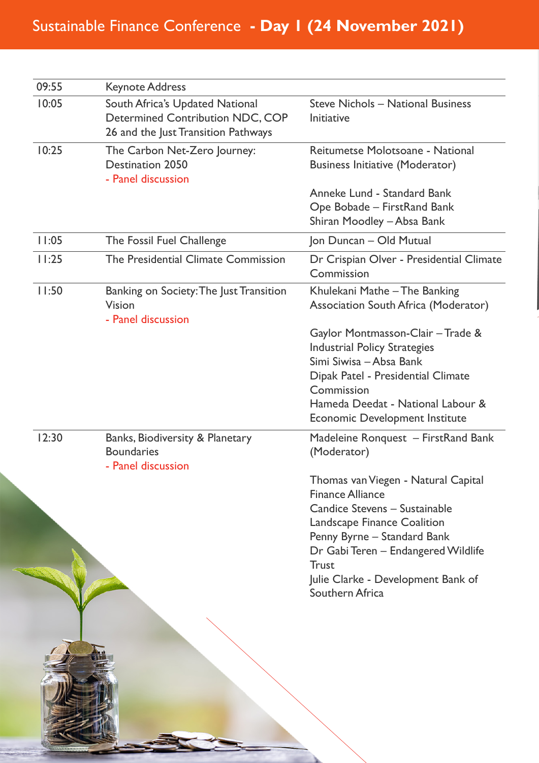# Sustainable Finance Conference - **Day 1 (24 November 2021)**

| | | |
|---|---|---|
| 09:55 | Keynote Address | |
| 10:05 | South Africa's Updated National Determined Contribution NDC, COP 26 and the Just Transition Pathways | Steve Nichols – National Business Initiative |
| 10:25 | The Carbon Net-Zero Journey: Destination 2050<br>- Panel discussion | Reitumetse Molotsoane - National Business Initiative (Moderator)<br><br>Anneke Lund - Standard Bank<br>Ope Bobade – FirstRand Bank<br>Shiran Moodley – Absa Bank |
| 11:05 | The Fossil Fuel Challenge | Jon Duncan – Old Mutual |
| 11:25 | The Presidential Climate Commission | Dr Crispian Olver - Presidential Climate Commission |
| 11:50 | Banking on Society: The Just Transition Vision<br>- Panel discussion | Khulekani Mathe – The Banking Association South Africa (Moderator)<br><br>Gaylor Montmasson-Clair – Trade & Industrial Policy Strategies<br>Simi Siwisa – Absa Bank<br>Dipak Patel - Presidential Climate Commission<br>Hameda Deedat - National Labour & Economic Development Institute |
| 12:30 | Banks, Biodiversity & Planetary Boundaries<br>- Panel discussion | Madeleine Ronquest – FirstRand Bank (Moderator)<br><br>Thomas van Viegen - Natural Capital Finance Alliance<br>Candice Stevens – Sustainable Landscape Finance Coalition<br>Penny Byrne – Standard Bank<br>Dr Gabi Teren – Endangered Wildlife Trust<br>Julie Clarke - Development Bank of Southern Africa |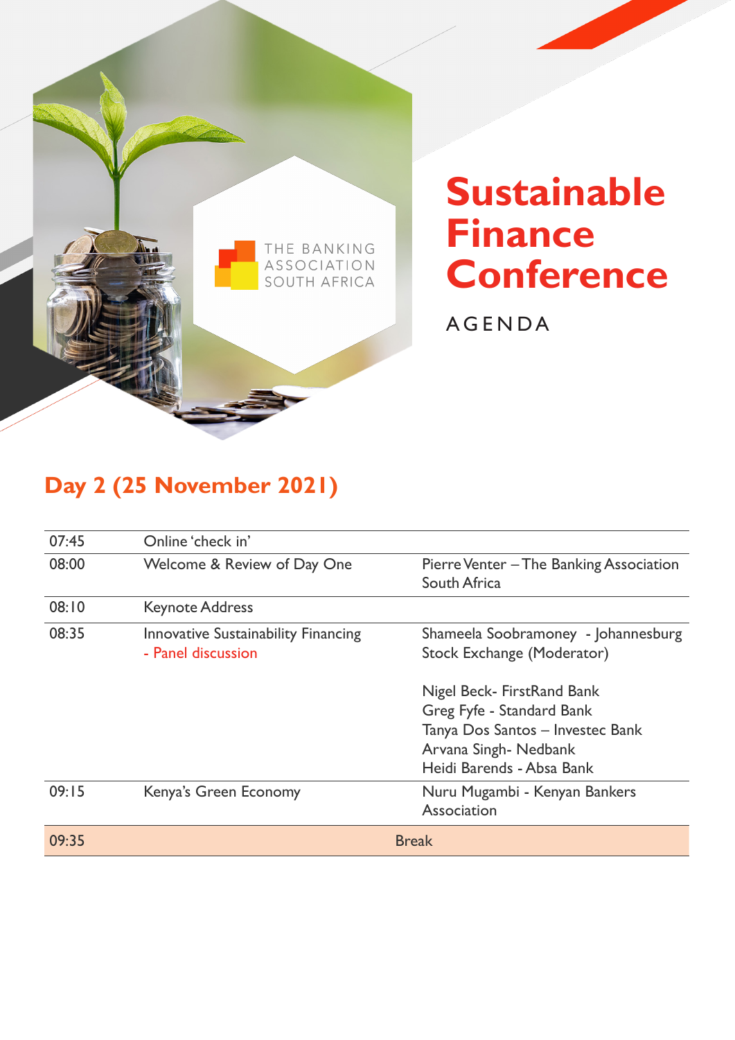THE BANKING ASSOCIATION SOUTH AFRICA

# Sustainable Finance Conference

AGENDA

## Day 2 (25 November 2021)

| | | |
|---|---|---|
| 07:45 | Online 'check in' | |
| 08:00 | Welcome & Review of Day One | Pierre Venter – The Banking Association South Africa |
| 08:10 | Keynote Address | |
| 08:35 | Innovative Sustainability Financing - Panel discussion | Shameela Soobramoney - Johannesburg Stock Exchange (Moderator)<br><br>Nigel Beck- FirstRand Bank<br>Greg Fyfe - Standard Bank<br>Tanya Dos Santos – Investec Bank<br>Arvana Singh- Nedbank<br>Heidi Barends - Absa Bank |
| 09:15 | Kenya's Green Economy | Nuru Mugambi - Kenyan Bankers Association |
| 09:35 | Break | |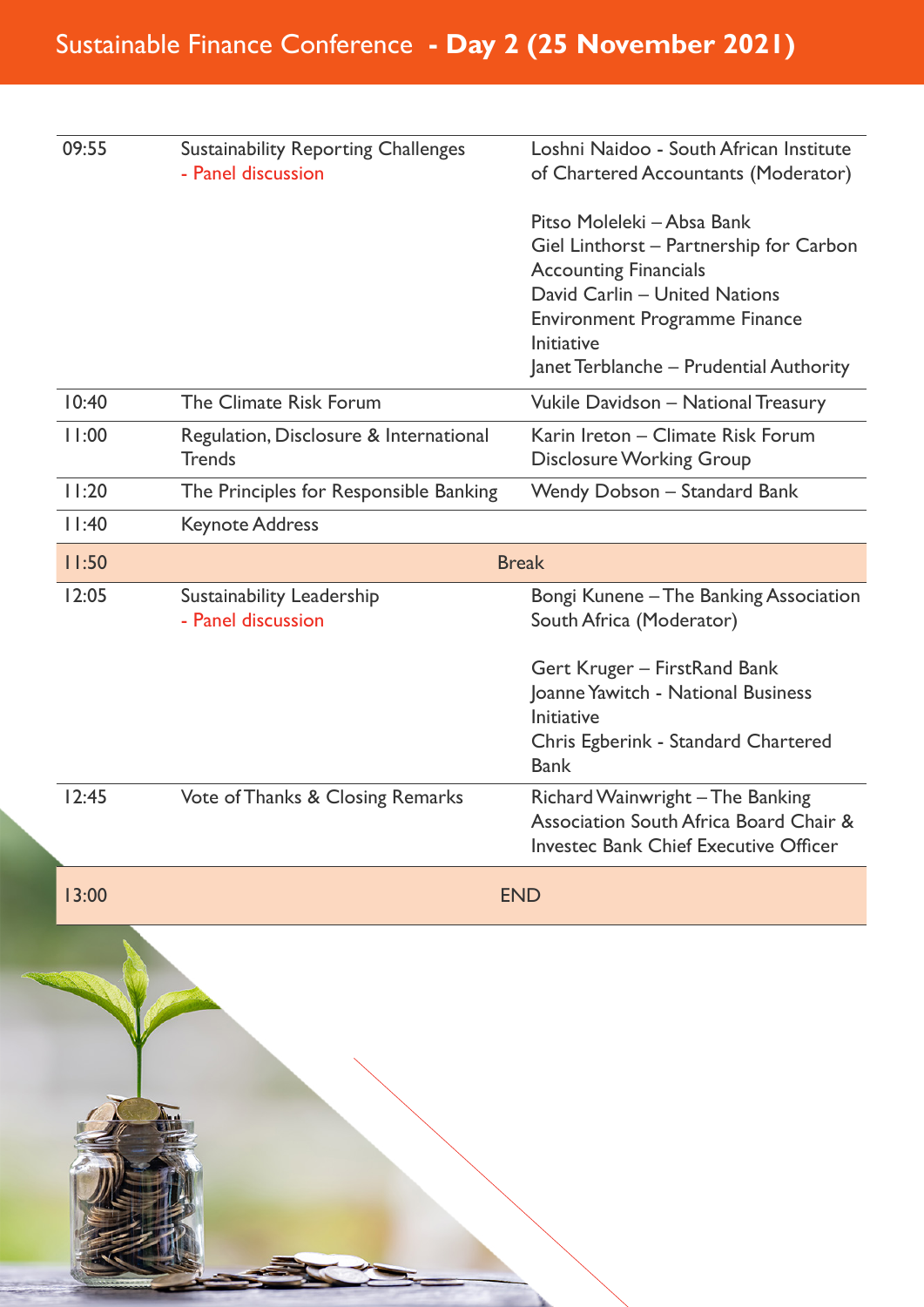# Sustainable Finance Conference - **Day 2 (25 November 2021)**

| | | |
|---|---|---|
| 09:55 | Sustainability Reporting Challenges - Panel discussion | Loshni Naidoo - South African Institute of Chartered Accountants (Moderator)<br><br>Pitso Moleleki – Absa Bank<br>Giel Linthorst – Partnership for Carbon Accounting Financials<br>David Carlin – United Nations Environment Programme Finance Initiative<br>Janet Terblanche – Prudential Authority |
| 10:40 | The Climate Risk Forum | Vukile Davidson – National Treasury |
| 11:00 | Regulation, Disclosure & International Trends | Karin Ireton – Climate Risk Forum Disclosure Working Group |
| 11:20 | The Principles for Responsible Banking | Wendy Dobson – Standard Bank |
| 11:40 | Keynote Address | |
| 11:50 | Break | |
| 12:05 | Sustainability Leadership - Panel discussion | Bongi Kunene – The Banking Association South Africa (Moderator)<br><br>Gert Kruger – FirstRand Bank<br>Joanne Yawitch - National Business Initiative<br>Chris Egberink - Standard Chartered Bank |
| 12:45 | Vote of Thanks & Closing Remarks | Richard Wainwright – The Banking Association South Africa Board Chair & Investec Bank Chief Executive Officer |
| 13:00 | END | |